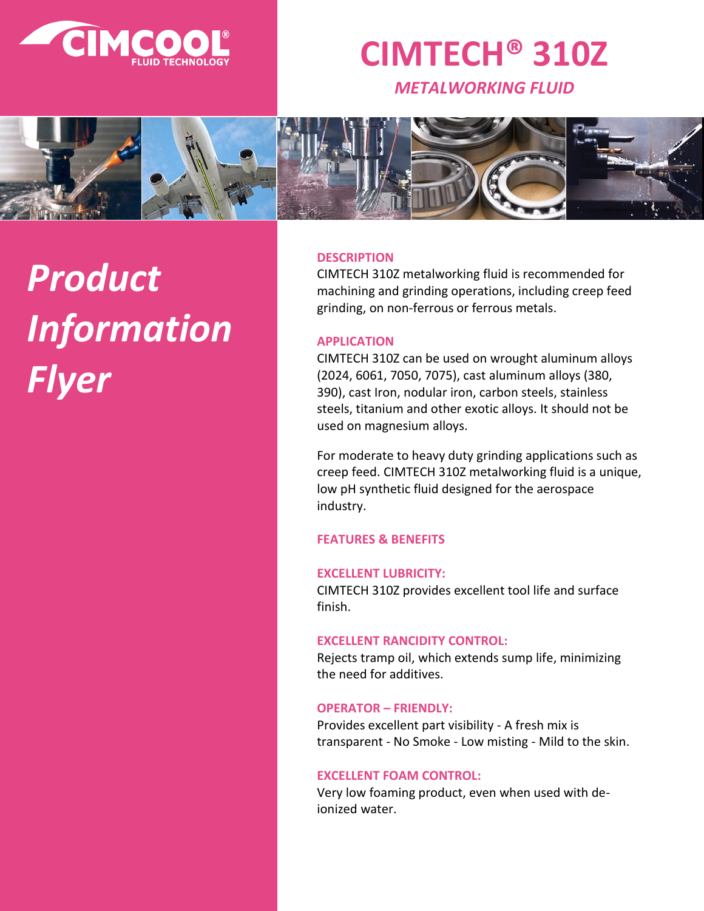CIMCOOL® FLUID TECHNOLOGY

# CIMTECH® 310Z

*METALWORKING FLUID*

# *Product Information Flyer*

## DESCRIPTION

CIMTECH 310Z metalworking fluid is recommended for machining and grinding operations, including creep feed grinding, on non-ferrous or ferrous metals.

## APPLICATION

CIMTECH 310Z can be used on wrought aluminum alloys (2024, 6061, 7050, 7075), cast aluminum alloys (380, 390), cast Iron, nodular iron, carbon steels, stainless steels, titanium and other exotic alloys. It should not be used on magnesium alloys.

For moderate to heavy duty grinding applications such as creep feed. CIMTECH 310Z metalworking fluid is a unique, low pH synthetic fluid designed for the aerospace industry.

## FEATURES & BENEFITS

### EXCELLENT LUBRICITY:

CIMTECH 310Z provides excellent tool life and surface finish.

### EXCELLENT RANCIDITY CONTROL:

Rejects tramp oil, which extends sump life, minimizing the need for additives.

### OPERATOR – FRIENDLY:

Provides excellent part visibility - A fresh mix is transparent - No Smoke - Low misting - Mild to the skin.

### EXCELLENT FOAM CONTROL:

Very low foaming product, even when used with de-ionized water.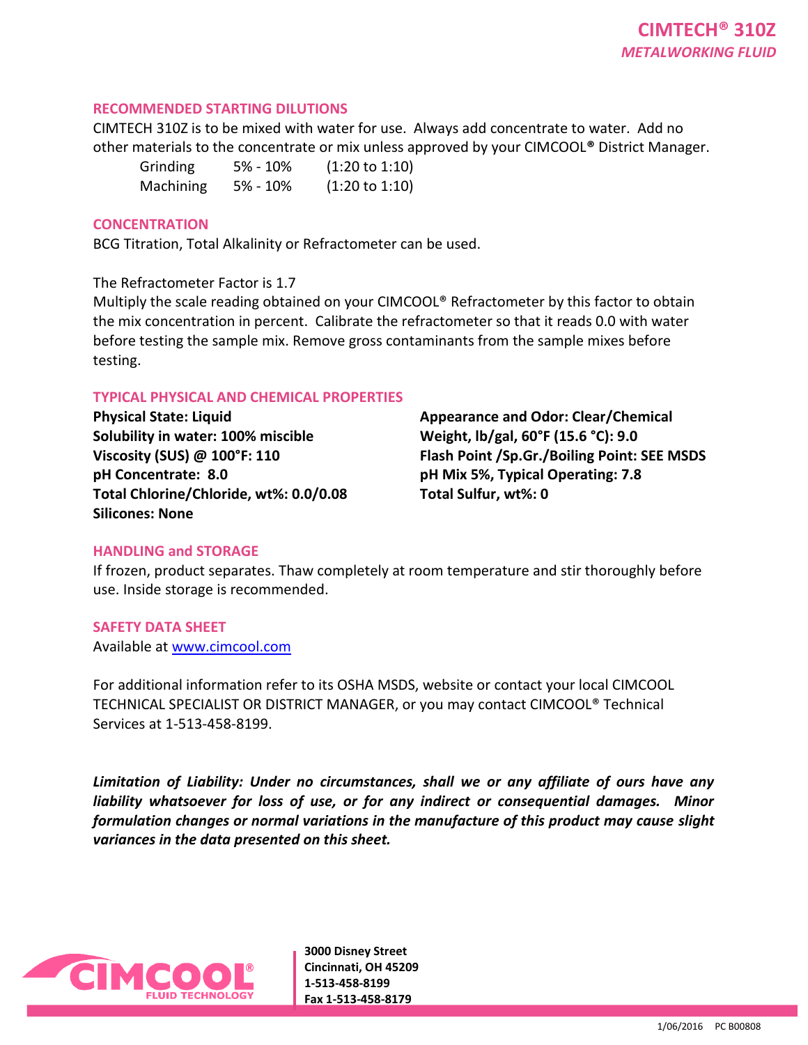## RECOMMENDED STARTING DILUTIONS

CIMTECH 310Z is to be mixed with water for use. Always add concentrate to water. Add no other materials to the concentrate or mix unless approved by your CIMCOOL® District Manager.

| | | |
|---|---|---|
| Grinding | 5% - 10% | (1:20 to 1:10) |
| Machining | 5% - 10% | (1:20 to 1:10) |

## CONCENTRATION

BCG Titration, Total Alkalinity or Refractometer can be used.

The Refractometer Factor is 1.7
Multiply the scale reading obtained on your CIMCOOL® Refractometer by this factor to obtain the mix concentration in percent. Calibrate the refractometer so that it reads 0.0 with water before testing the sample mix. Remove gross contaminants from the sample mixes before testing.

## TYPICAL PHYSICAL AND CHEMICAL PROPERTIES

**Physical State: Liquid**
**Solubility in water: 100% miscible**
**Viscosity (SUS) @ 100°F: 110**
**pH Concentrate: 8.0**
**Total Chlorine/Chloride, wt%: 0.0/0.08**
**Silicones: None**
**Appearance and Odor: Clear/Chemical**
**Weight, lb/gal, 60°F (15.6 °C): 9.0**
**Flash Point /Sp.Gr./Boiling Point: SEE MSDS**
**pH Mix 5%, Typical Operating: 7.8**
**Total Sulfur, wt%: 0**

## HANDLING and STORAGE

If frozen, product separates. Thaw completely at room temperature and stir thoroughly before use. Inside storage is recommended.

## SAFETY DATA SHEET

Available at www.cimcool.com

For additional information refer to its OSHA MSDS, website or contact your local CIMCOOL TECHNICAL SPECIALIST OR DISTRICT MANAGER, or you may contact CIMCOOL® Technical Services at 1-513-458-8199.

***Limitation of Liability: Under no circumstances, shall we or any affiliate of ours have any liability whatsoever for loss of use, or for any indirect or consequential damages. Minor formulation changes or normal variations in the manufacture of this product may cause slight variances in the data presented on this sheet.***

CIMCOOL® FLUID TECHNOLOGY

**3000 Disney Street**
**Cincinnati, OH 45209**
**1-513-458-8199**
**Fax 1-513-458-8179**

1/06/2016 PC B00808